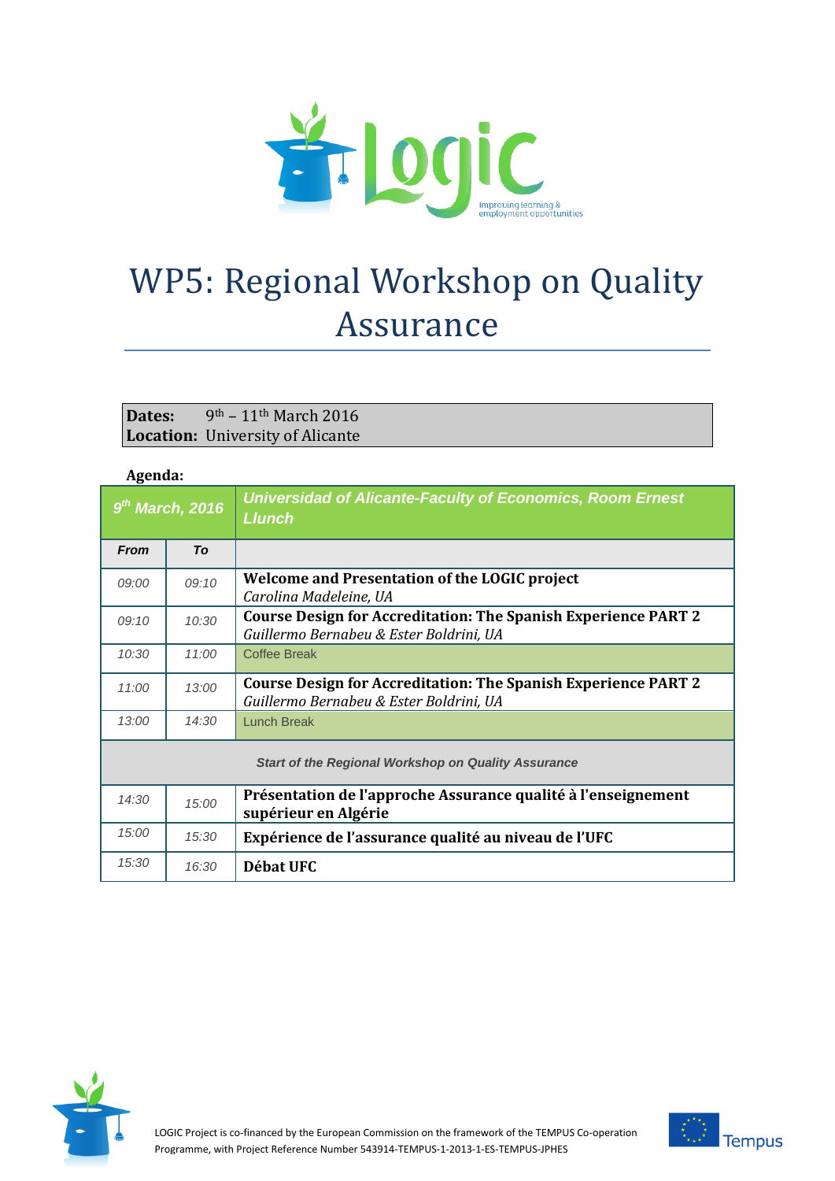# WP5: Regional Workshop on Quality Assurance

**Dates:** 9th – 11th March 2016
**Location:** University of Alicante

**Agenda:**

| *9th March, 2016* | | *Universidad of Alicante-Faculty of Economics, Room Ernest Llunch* |
|---|---|---|
| ***From*** | ***To*** | |
| *09:00* | *09:10* | **Welcome and Presentation of the LOGIC project**<br>*Carolina Madeleine, UA* |
| *09:10* | *10:30* | **Course Design for Accreditation: The Spanish Experience PART 2**<br>*Guillermo Bernabeu & Ester Boldrini, UA* |
| *10:30* | *11:00* | Coffee Break |
| *11:00* | *13:00* | **Course Design for Accreditation: The Spanish Experience PART 2**<br>*Guillermo Bernabeu & Ester Boldrini, UA* |
| *13:00* | *14:30* | Lunch Break |
| ***Start of the Regional Workshop on Quality Assurance*** | | |
| *14:30* | *15:00* | **Présentation de l'approche Assurance qualité à l'enseignement supérieur en Algérie** |
| *15:00* | *15:30* | **Expérience de l'assurance qualité au niveau de l'UFC** |
| *15:30* | *16:30* | **Débat UFC** |

LOGIC Project is co-financed by the European Commission on the framework of the TEMPUS Co-operation Programme, with Project Reference Number 543914-TEMPUS-1-2013-1-ES-TEMPUS-JPHES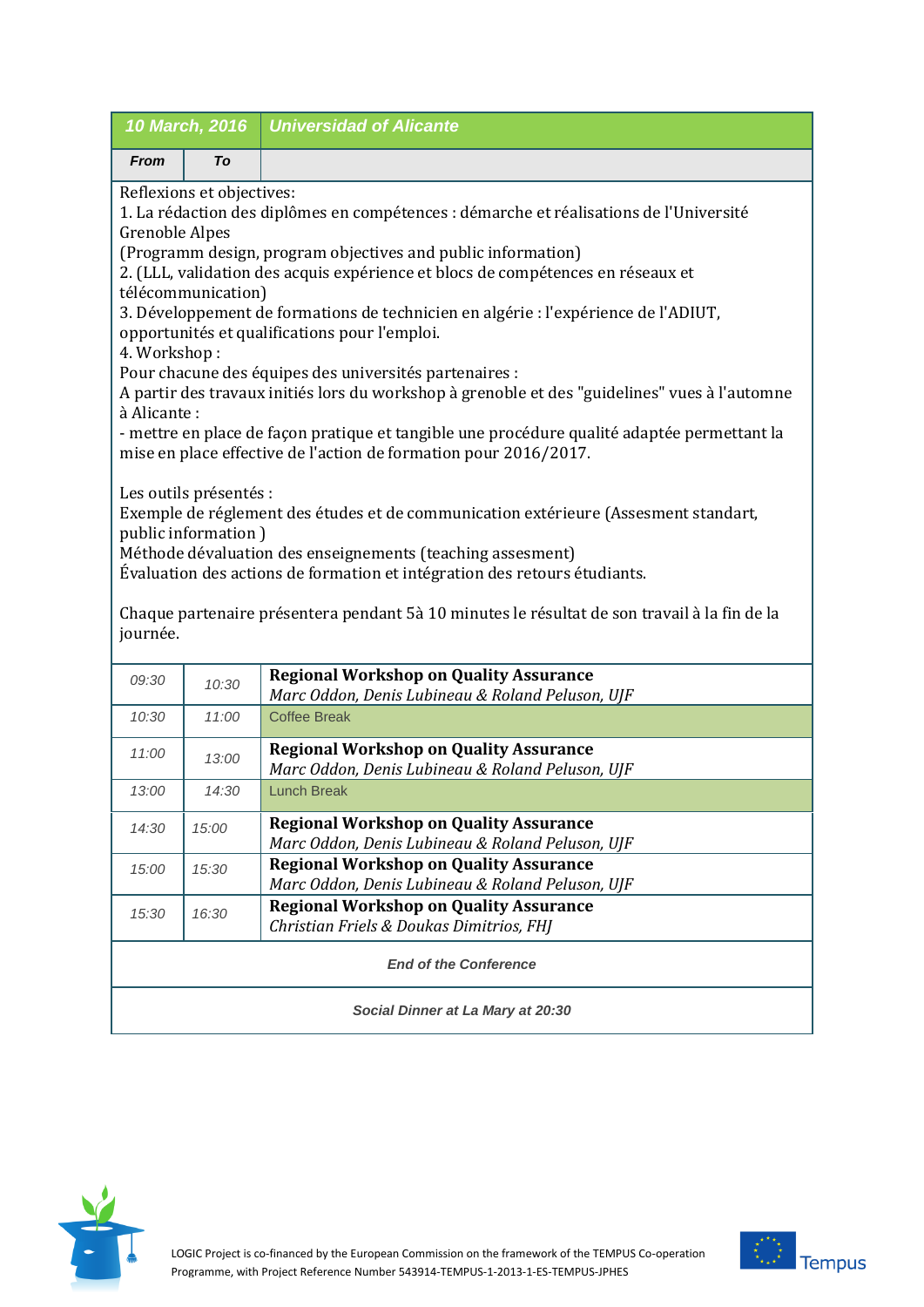| 10 March, 2016 | | Universidad of Alicante |
|---|---|---|
| From | To | |

Reflexions et objectives:
1. La rédaction des diplômes en compétences : démarche et réalisations de l'Université Grenoble Alpes
(Programm design, program objectives and public information)
2. (LLL, validation des acquis expérience et blocs de compétences en réseaux et télécommunication)
3. Développement de formations de technicien en algérie : l'expérience de l'ADIUT, opportunités et qualifications pour l'emploi.
4. Workshop :
Pour chacune des équipes des universités partenaires :
A partir des travaux initiés lors du workshop à grenoble et des "guidelines" vues à l'automne à Alicante :
- mettre en place de façon pratique et tangible une procédure qualité adaptée permettant la mise en place effective de l'action de formation pour 2016/2017.

Les outils présentés :
Exemple de réglement des études et de communication extérieure (Assesment standart, public information )
Méthode dévaluation des enseignements (teaching assesment)
Évaluation des actions de formation et intégration des retours étudiants.

Chaque partenaire présentera pendant 5à 10 minutes le résultat de son travail à la fin de la journée.

| From | To | |
|---|---|---|
| 09:30 | 10:30 | **Regional Workshop on Quality Assurance**<br>*Marc Oddon, Denis Lubineau & Roland Peluson, UJF* |
| 10:30 | 11:00 | Coffee Break |
| 11:00 | 13:00 | **Regional Workshop on Quality Assurance**<br>*Marc Oddon, Denis Lubineau & Roland Peluson, UJF* |
| 13:00 | 14:30 | Lunch Break |
| 14:30 | 15:00 | **Regional Workshop on Quality Assurance**<br>*Marc Oddon, Denis Lubineau & Roland Peluson, UJF* |
| 15:00 | 15:30 | **Regional Workshop on Quality Assurance**<br>*Marc Oddon, Denis Lubineau & Roland Peluson, UJF* |
| 15:30 | 16:30 | **Regional Workshop on Quality Assurance**<br>*Christian Friels & Doukas Dimitrios, FHJ* |

*End of the Conference*

*Social Dinner at La Mary at 20:30*

LOGIC Project is co-financed by the European Commission on the framework of the TEMPUS Co-operation Programme, with Project Reference Number 543914-TEMPUS-1-2013-1-ES-TEMPUS-JPHES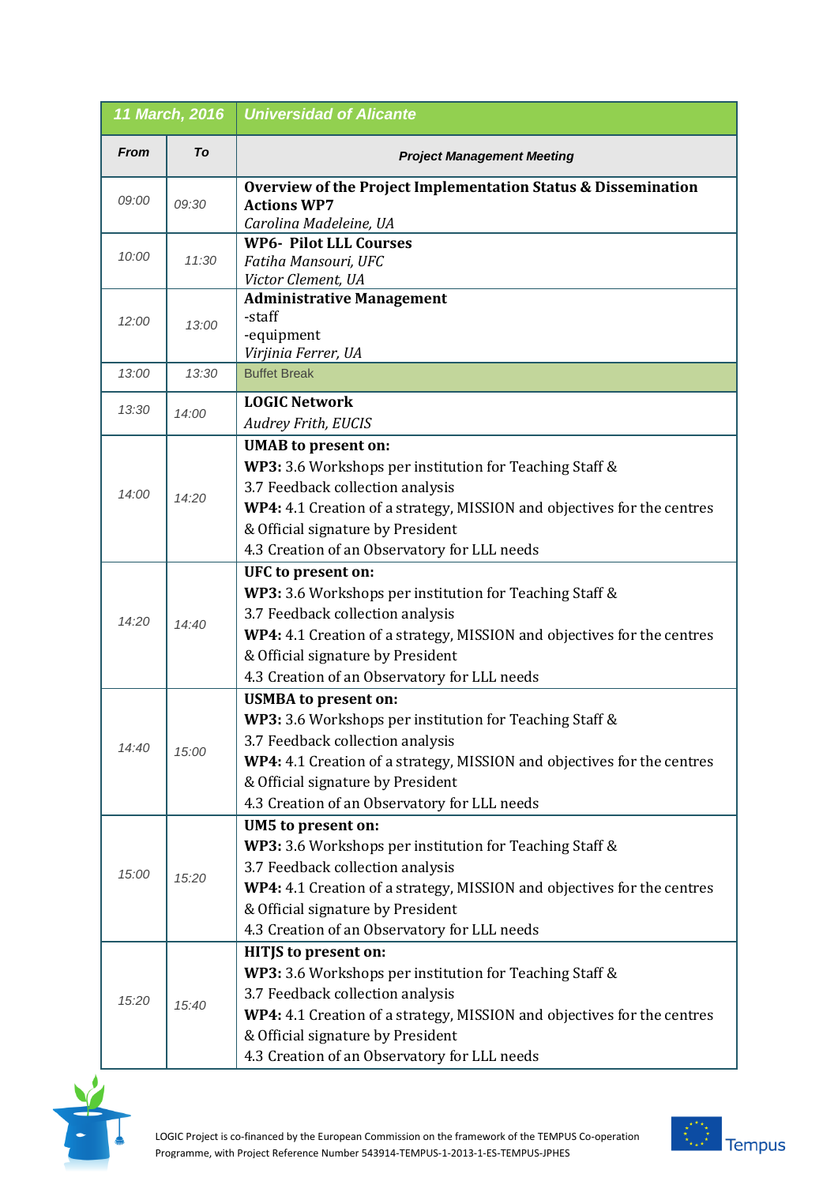| 11 March, 2016 | | Universidad of Alicante |
|---|---|---|
| **From** | **To** | **Project Management Meeting** |
| 09:00 | 09:30 | **Overview of the Project Implementation Status & Dissemination Actions WP7**<br>*Carolina Madeleine, UA* |
| 10:00 | 11:30 | **WP6- Pilot LLL Courses**<br>*Fatiha Mansouri, UFC*<br>*Victor Clement, UA* |
| 12:00 | 13:00 | **Administrative Management**<br>-staff<br>-equipment<br>*Virjinia Ferrer, UA* |
| 13:00 | 13:30 | Buffet Break |
| 13:30 | 14:00 | **LOGIC Network**<br>*Audrey Frith, EUCIS* |
| 14:00 | 14:20 | **UMAB to present on:**<br>**WP3:** 3.6 Workshops per institution for Teaching Staff &<br>3.7 Feedback collection analysis<br>**WP4:** 4.1 Creation of a strategy, MISSION and objectives for the centres & Official signature by President<br>4.3 Creation of an Observatory for LLL needs |
| 14:20 | 14:40 | **UFC to present on:**<br>**WP3:** 3.6 Workshops per institution for Teaching Staff &<br>3.7 Feedback collection analysis<br>**WP4:** 4.1 Creation of a strategy, MISSION and objectives for the centres & Official signature by President<br>4.3 Creation of an Observatory for LLL needs |
| 14:40 | 15:00 | **USMBA to present on:**<br>**WP3:** 3.6 Workshops per institution for Teaching Staff &<br>3.7 Feedback collection analysis<br>**WP4:** 4.1 Creation of a strategy, MISSION and objectives for the centres & Official signature by President<br>4.3 Creation of an Observatory for LLL needs |
| 15:00 | 15:20 | **UM5 to present on:**<br>**WP3:** 3.6 Workshops per institution for Teaching Staff &<br>3.7 Feedback collection analysis<br>**WP4:** 4.1 Creation of a strategy, MISSION and objectives for the centres & Official signature by President<br>4.3 Creation of an Observatory for LLL needs |
| 15:20 | 15:40 | **HITJS to present on:**<br>**WP3:** 3.6 Workshops per institution for Teaching Staff &<br>3.7 Feedback collection analysis<br>**WP4:** 4.1 Creation of a strategy, MISSION and objectives for the centres & Official signature by President<br>4.3 Creation of an Observatory for LLL needs |

LOGIC Project is co-financed by the European Commission on the framework of the TEMPUS Co-operation Programme, with Project Reference Number 543914-TEMPUS-1-2013-1-ES-TEMPUS-JPHES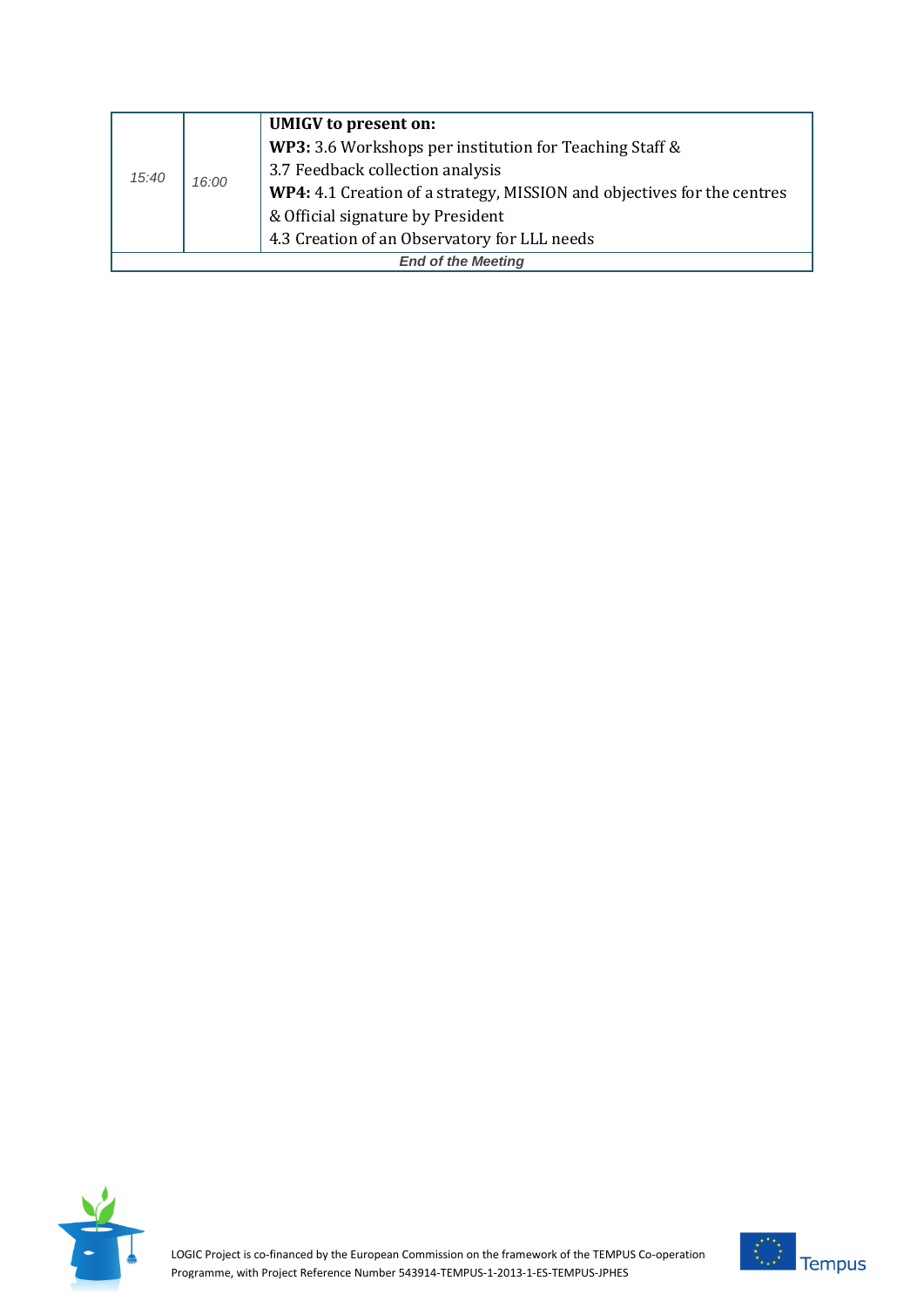| | | |
|---|---|---|
| *15:40* | *16:00* | **UMIGV to present on:**<br>**WP3:** 3.6 Workshops per institution for Teaching Staff &<br>3.7 Feedback collection analysis<br>**WP4:** 4.1 Creation of a strategy, MISSION and objectives for the centres<br>& Official signature by President<br>4.3 Creation of an Observatory for LLL needs |
| ***End of the Meeting*** | | |